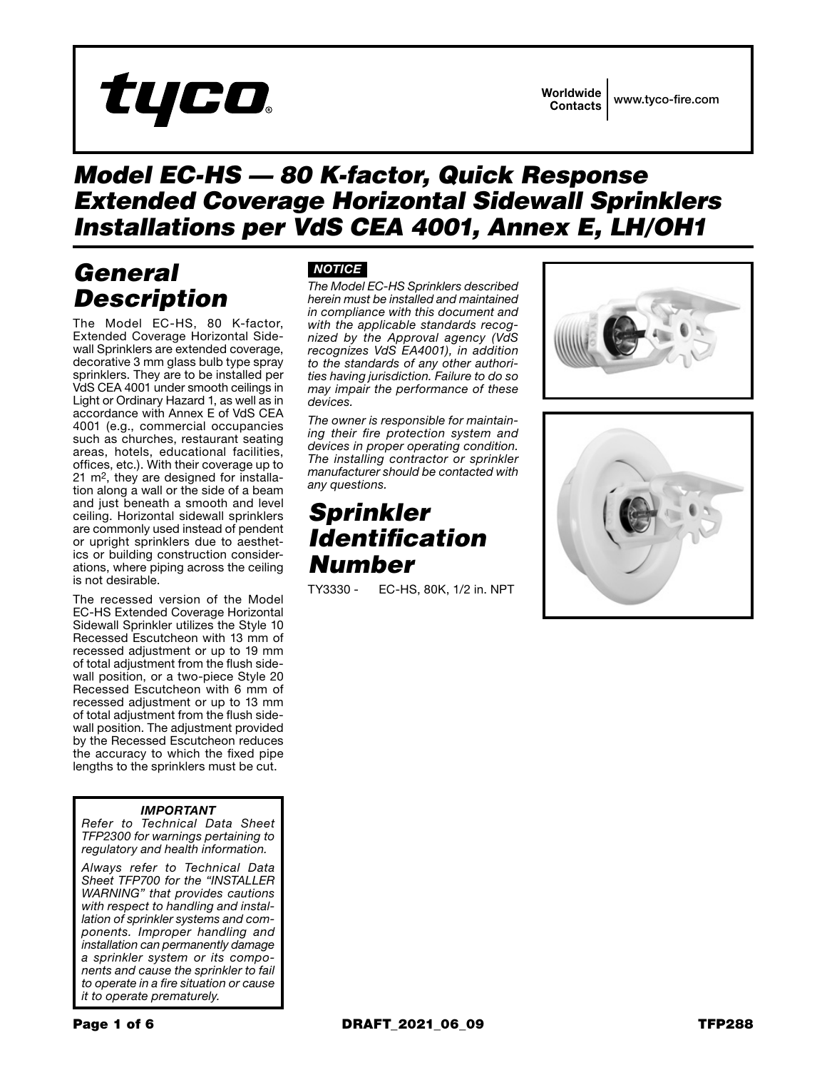tyco®

Worldwide Contacts | www.tyco-fire.com

# Model EC-HS — 80 K-factor, Quick Response Extended Coverage Horizontal Sidewall Sprinklers Installations per VdS CEA 4001, Annex E, LH/OH1

## General Description

The Model EC-HS, 80 K-factor, Extended Coverage Horizontal Sidewall Sprinklers are extended coverage, decorative 3 mm glass bulb type spray sprinklers. They are to be installed per VdS CEA 4001 under smooth ceilings in Light or Ordinary Hazard 1, as well as in accordance with Annex E of VdS CEA 4001 (e.g., commercial occupancies such as churches, restaurant seating areas, hotels, educational facilities, offices, etc.). With their coverage up to 21 $m^2$, they are designed for installation along a wall or the side of a beam and just beneath a smooth and level ceiling. Horizontal sidewall sprinklers are commonly used instead of pendent or upright sprinklers due to aesthetics or building construction considerations, where piping across the ceiling is not desirable.

The recessed version of the Model EC-HS Extended Coverage Horizontal Sidewall Sprinkler utilizes the Style 10 Recessed Escutcheon with 13 mm of recessed adjustment or up to 19 mm of total adjustment from the flush sidewall position, or a two-piece Style 20 Recessed Escutcheon with 6 mm of recessed adjustment or up to 13 mm of total adjustment from the flush sidewall position. The adjustment provided by the Recessed Escutcheon reduces the accuracy to which the fixed pipe lengths to the sprinklers must be cut.

***IMPORTANT***

*Refer to Technical Data Sheet TFP2300 for warnings pertaining to regulatory and health information.*

*Always refer to Technical Data Sheet TFP700 for the "INSTALLER WARNING" that provides cautions with respect to handling and installation of sprinkler systems and components. Improper handling and installation can permanently damage a sprinkler system or its components and cause the sprinkler to fail to operate in a fire situation or cause it to operate prematurely.*

***NOTICE***

*The Model EC-HS Sprinklers described herein must be installed and maintained in compliance with this document and with the applicable standards recognized by the Approval agency (VdS recognizes VdS EA4001), in addition to the standards of any other authorities having jurisdiction. Failure to do so may impair the performance of these devices.*

*The owner is responsible for maintaining their fire protection system and devices in proper operating condition. The installing contractor or sprinkler manufacturer should be contacted with any questions.*

## Sprinkler Identification Number

TY3330 - EC-HS, 80K, 1/2 in. NPT

DRAFT_2021_06_09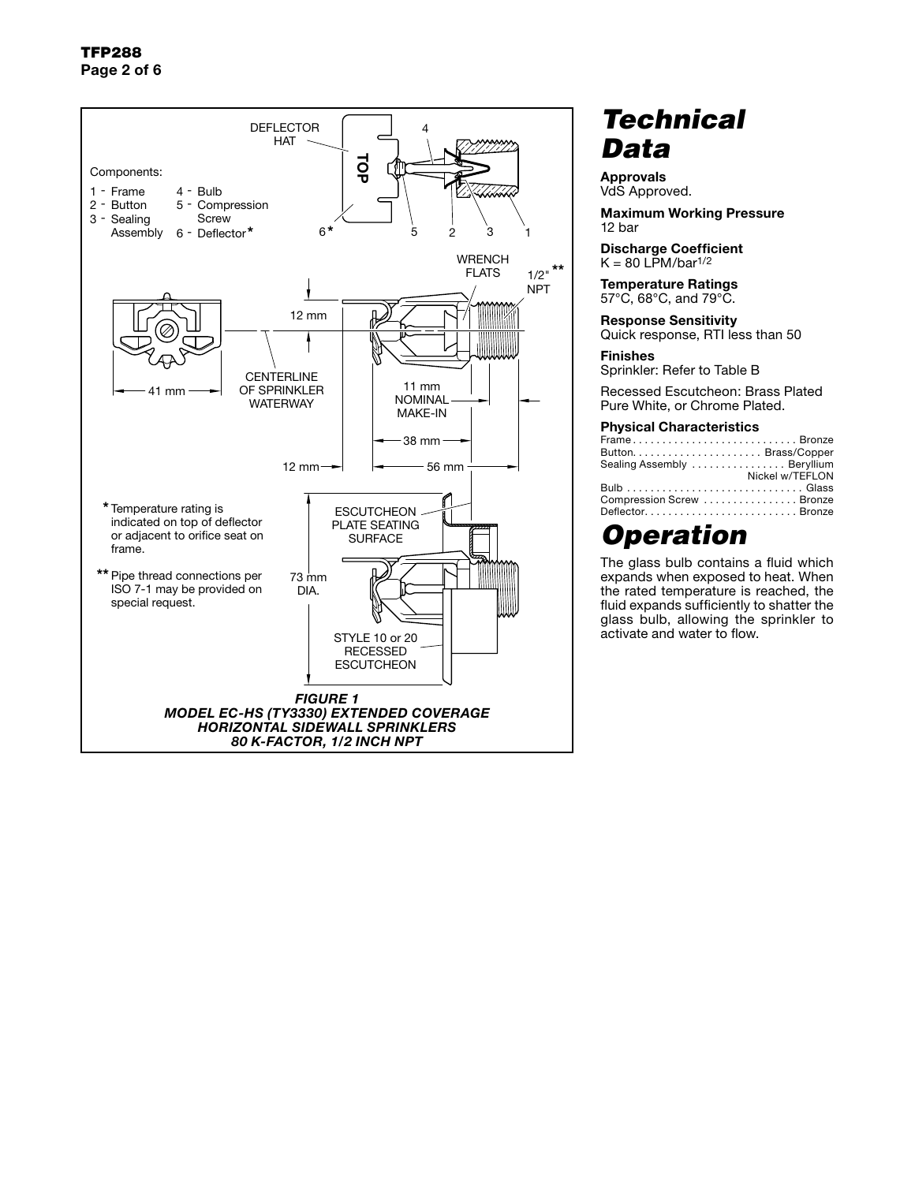Components:

1 - Frame
2 - Button
3 - Sealing Assembly
4 - Bulb
5 - Compression Screw
6 - Deflector*

\* Temperature rating is indicated on top of deflector or adjacent to orifice seat on frame.

\*\* Pipe thread connections per ISO 7-1 may be provided on special request.

*FIGURE 1*
***MODEL EC-HS (TY3330) EXTENDED COVERAGE HORIZONTAL SIDEWALL SPRINKLERS 80 K-FACTOR, 1/2 INCH NPT***

# *Technical Data*

**Approvals**
VdS Approved.

**Maximum Working Pressure**
12 bar

**Discharge Coefficient**
K = 80 LPM/bar$^{1/2}$

**Temperature Ratings**
57°C, 68°C, and 79°C.

**Response Sensitivity**
Quick response, RTI less than 50

**Finishes**
Sprinkler: Refer to Table B

Recessed Escutcheon: Brass Plated Pure White, or Chrome Plated.

**Physical Characteristics**

| | |
|---|---|
| Frame | Bronze |
| Button | Brass/Copper |
| Sealing Assembly | Beryllium Nickel w/TEFLON |
| Bulb | Glass |
| Compression Screw | Bronze |
| Deflector | Bronze |

# *Operation*

The glass bulb contains a fluid which expands when exposed to heat. When the rated temperature is reached, the fluid expands sufficiently to shatter the glass bulb, allowing the sprinkler to activate and water to flow.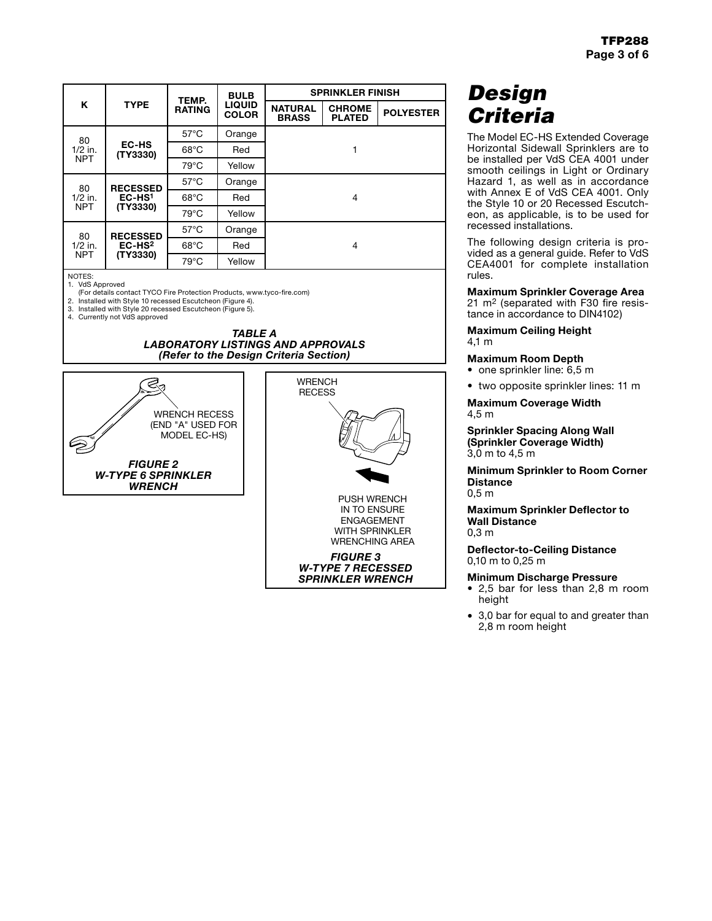| K | TYPE | TEMP. RATING | BULB LIQUID COLOR | SPRINKLER FINISH | | |
|---|---|---|---|---|---|---|
| | | | | NATURAL BRASS | CHROME PLATED | POLYESTER |
| 80 1/2 in. NPT | EC-HS (TY3330) | 57°C | Orange | 1 | | |
| | | 68°C | Red | | | |
| | | 79°C | Yellow | | | |
| 80 1/2 in. NPT | RECESSED EC-HS[1] (TY3330) | 57°C | Orange | 4 | | |
| | | 68°C | Red | | | |
| | | 79°C | Yellow | | | |
| 80 1/2 in. NPT | RECESSED EC-HS[2] (TY3330) | 57°C | Orange | 4 | | |
| | | 68°C | Red | | | |
| | | 79°C | Yellow | | | |

NOTES:
1. VdS Approved
(For details contact TYCO Fire Protection Products, www.tyco-fire.com)
2. Installed with Style 10 recessed Escutcheon (Figure 4).
3. Installed with Style 20 recessed Escutcheon (Figure 5).
4. Currently not VdS approved

***TABLE A***
***LABORATORY LISTINGS AND APPROVALS***
***(Refer to the Design Criteria Section)***

WRENCH RECESS (END "A" USED FOR MODEL EC-HS)

***FIGURE 2***
***W-TYPE 6 SPRINKLER WRENCH***

WRENCH RECESS

PUSH WRENCH IN TO ENSURE ENGAGEMENT WITH SPRINKLER WRENCHING AREA

***FIGURE 3***
***W-TYPE 7 RECESSED SPRINKLER WRENCH***

# *Design Criteria*

The Model EC-HS Extended Coverage Horizontal Sidewall Sprinklers are to be installed per VdS CEA 4001 under smooth ceilings in Light or Ordinary Hazard 1, as well as in accordance with Annex E of VdS CEA 4001. Only the Style 10 or 20 Recessed Escutcheon, as applicable, is to be used for recessed installations.

The following design criteria is provided as a general guide. Refer to VdS CEA4001 for complete installation rules.

**Maximum Sprinkler Coverage Area**
21 $m^2$ (separated with F30 fire resistance in accordance to DIN4102)

**Maximum Ceiling Height**
4,1 m

**Maximum Room Depth**
- one sprinkler line: 6,5 m
- two opposite sprinkler lines: 11 m

**Maximum Coverage Width**
4,5 m

**Sprinkler Spacing Along Wall (Sprinkler Coverage Width)**
3,0 m to 4,5 m

**Minimum Sprinkler to Room Corner Distance**
0,5 m

**Maximum Sprinkler Deflector to Wall Distance**
0,3 m

**Deflector-to-Ceiling Distance**
0,10 m to 0,25 m

**Minimum Discharge Pressure**
- 2,5 bar for less than 2,8 m room height
- 3,0 bar for equal to and greater than 2,8 m room height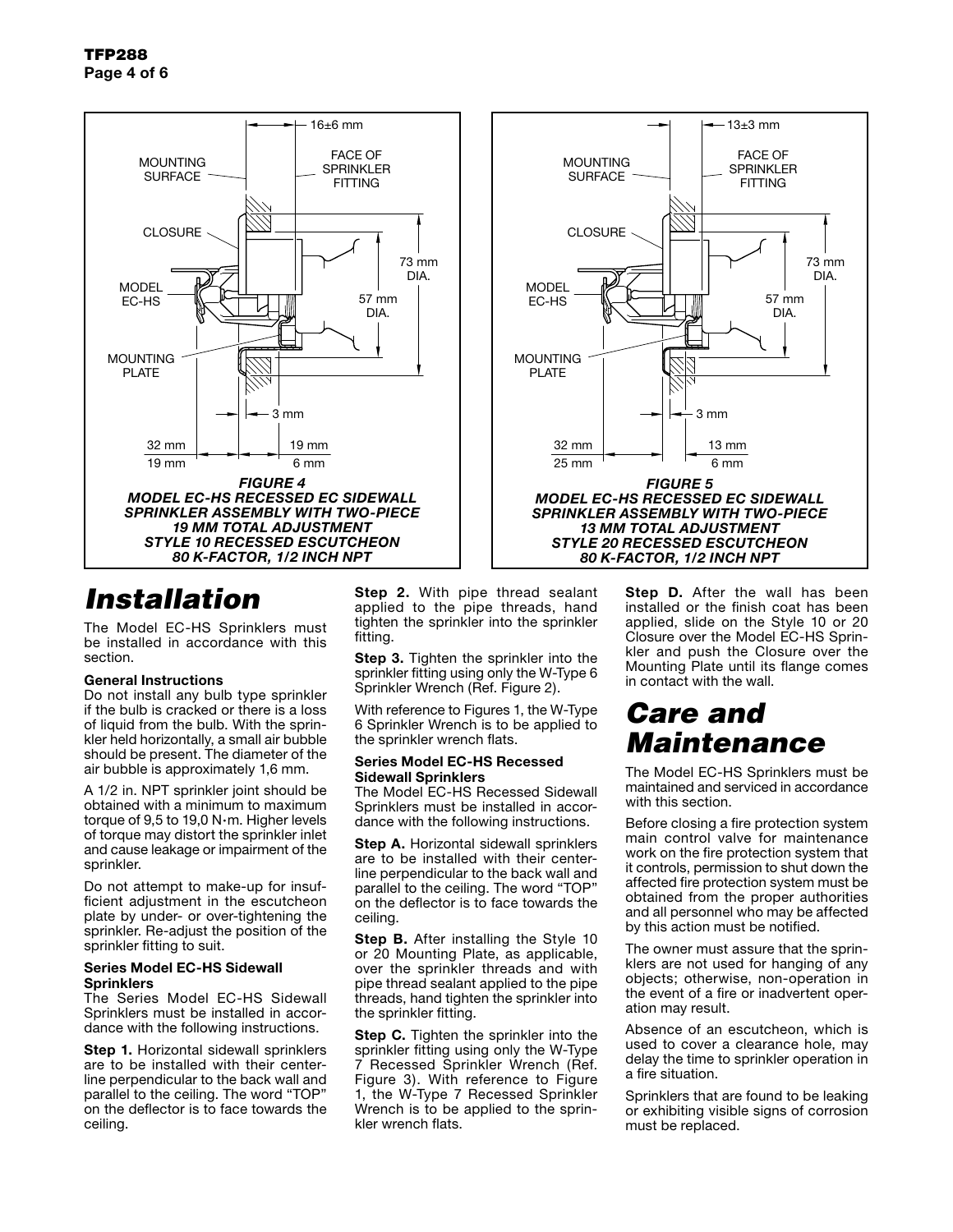*FIGURE 4*
*MODEL EC-HS RECESSED EC SIDEWALL SPRINKLER ASSEMBLY WITH TWO-PIECE 19 MM TOTAL ADJUSTMENT STYLE 10 RECESSED ESCUTCHEON 80 K-FACTOR, 1/2 INCH NPT*

*FIGURE 5*
*MODEL EC-HS RECESSED EC SIDEWALL SPRINKLER ASSEMBLY WITH TWO-PIECE 13 MM TOTAL ADJUSTMENT STYLE 20 RECESSED ESCUTCHEON 80 K-FACTOR, 1/2 INCH NPT*

# Installation

The Model EC-HS Sprinklers must be installed in accordance with this section.

**General Instructions**

Do not install any bulb type sprinkler if the bulb is cracked or there is a loss of liquid from the bulb. With the sprinkler held horizontally, a small air bubble should be present. The diameter of the air bubble is approximately 1,6 mm.

A 1/2 in. NPT sprinkler joint should be obtained with a minimum to maximum torque of 9,5 to 19,0 N·m. Higher levels of torque may distort the sprinkler inlet and cause leakage or impairment of the sprinkler.

Do not attempt to make-up for insufficient adjustment in the escutcheon plate by under- or over-tightening the sprinkler. Re-adjust the position of the sprinkler fitting to suit.

**Series Model EC-HS Sidewall Sprinklers**

The Series Model EC-HS Sidewall Sprinklers must be installed in accordance with the following instructions.

**Step 1.** Horizontal sidewall sprinklers are to be installed with their centerline perpendicular to the back wall and parallel to the ceiling. The word "TOP" on the deflector is to face towards the ceiling.

**Step 2.** With pipe thread sealant applied to the pipe threads, hand tighten the sprinkler into the sprinkler fitting.

**Step 3.** Tighten the sprinkler into the sprinkler fitting using only the W-Type 6 Sprinkler Wrench (Ref. Figure 2).

With reference to Figures 1, the W-Type 6 Sprinkler Wrench is to be applied to the sprinkler wrench flats.

**Series Model EC-HS Recessed Sidewall Sprinklers**

The Model EC-HS Recessed Sidewall Sprinklers must be installed in accordance with the following instructions.

**Step A.** Horizontal sidewall sprinklers are to be installed with their centerline perpendicular to the back wall and parallel to the ceiling. The word "TOP" on the deflector is to face towards the ceiling.

**Step B.** After installing the Style 10 or 20 Mounting Plate, as applicable, over the sprinkler threads and with pipe thread sealant applied to the pipe threads, hand tighten the sprinkler into the sprinkler fitting.

**Step C.** Tighten the sprinkler into the sprinkler fitting using only the W-Type 7 Recessed Sprinkler Wrench (Ref. Figure 3). With reference to Figure 1, the W-Type 7 Recessed Sprinkler Wrench is to be applied to the sprinkler wrench flats.

**Step D.** After the wall has been installed or the finish coat has been applied, slide on the Style 10 or 20 Closure over the Model EC-HS Sprinkler and push the Closure over the Mounting Plate until its flange comes in contact with the wall.

# Care and Maintenance

The Model EC-HS Sprinklers must be maintained and serviced in accordance with this section.

Before closing a fire protection system main control valve for maintenance work on the fire protection system that it controls, permission to shut down the affected fire protection system must be obtained from the proper authorities and all personnel who may be affected by this action must be notified.

The owner must assure that the sprinklers are not used for hanging of any objects; otherwise, non-operation in the event of a fire or inadvertent operation may result.

Absence of an escutcheon, which is used to cover a clearance hole, may delay the time to sprinkler operation in a fire situation.

Sprinklers that are found to be leaking or exhibiting visible signs of corrosion must be replaced.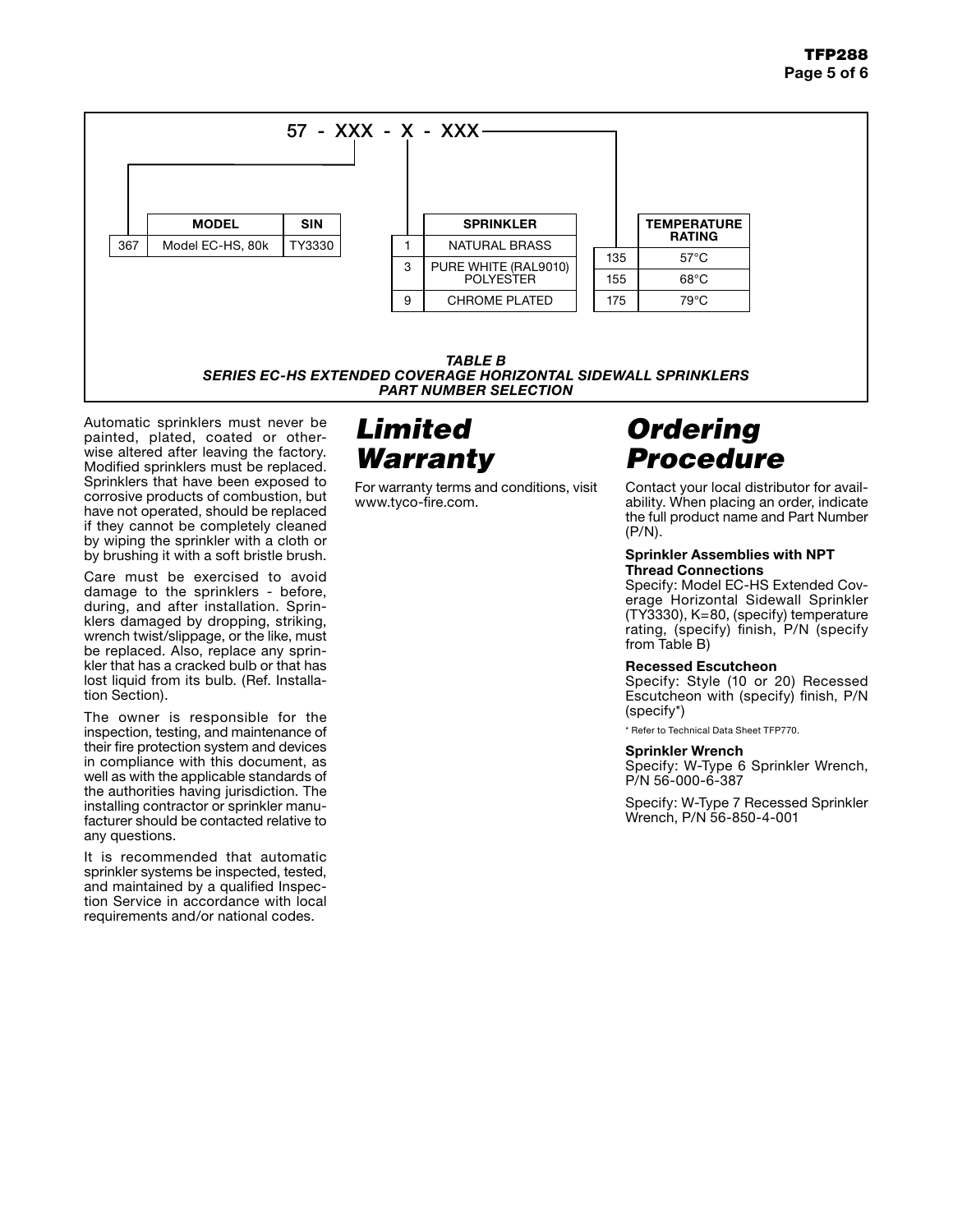57 - XXX - X - XXX

| | MODEL | SIN |
|---|---|---|
| 367 | Model EC-HS, 80k | TY3330 |

| | SPRINKLER |
|---|---|
| 1 | NATURAL BRASS |
| 3 | PURE WHITE (RAL9010) POLYESTER |
| 9 | CHROME PLATED |

| | TEMPERATURE RATING |
|---|---|
| 135 | 57°C |
| 155 | 68°C |
| 175 | 79°C |

***TABLE B***
***SERIES EC-HS EXTENDED COVERAGE HORIZONTAL SIDEWALL SPRINKLERS***
***PART NUMBER SELECTION***

Automatic sprinklers must never be painted, plated, coated or otherwise altered after leaving the factory. Modified sprinklers must be replaced. Sprinklers that have been exposed to corrosive products of combustion, but have not operated, should be replaced if they cannot be completely cleaned by wiping the sprinkler with a cloth or by brushing it with a soft bristle brush.

Care must be exercised to avoid damage to the sprinklers - before, during, and after installation. Sprinklers damaged by dropping, striking, wrench twist/slippage, or the like, must be replaced. Also, replace any sprinkler that has a cracked bulb or that has lost liquid from its bulb. (Ref. Installation Section).

The owner is responsible for the inspection, testing, and maintenance of their fire protection system and devices in compliance with this document, as well as with the applicable standards of the authorities having jurisdiction. The installing contractor or sprinkler manufacturer should be contacted relative to any questions.

It is recommended that automatic sprinkler systems be inspected, tested, and maintained by a qualified Inspection Service in accordance with local requirements and/or national codes.

# *Limited Warranty*

For warranty terms and conditions, visit www.tyco-fire.com.

# *Ordering Procedure*

Contact your local distributor for availability. When placing an order, indicate the full product name and Part Number (P/N).

**Sprinkler Assemblies with NPT Thread Connections**
Specify: Model EC-HS Extended Coverage Horizontal Sidewall Sprinkler (TY3330), K=80, (specify) temperature rating, (specify) finish, P/N (specify from Table B)

**Recessed Escutcheon**
Specify: Style (10 or 20) Recessed Escutcheon with (specify) finish, P/N (specify*)

* Refer to Technical Data Sheet TFP770.

**Sprinkler Wrench**
Specify: W-Type 6 Sprinkler Wrench, P/N 56-000-6-387

Specify: W-Type 7 Recessed Sprinkler Wrench, P/N 56-850-4-001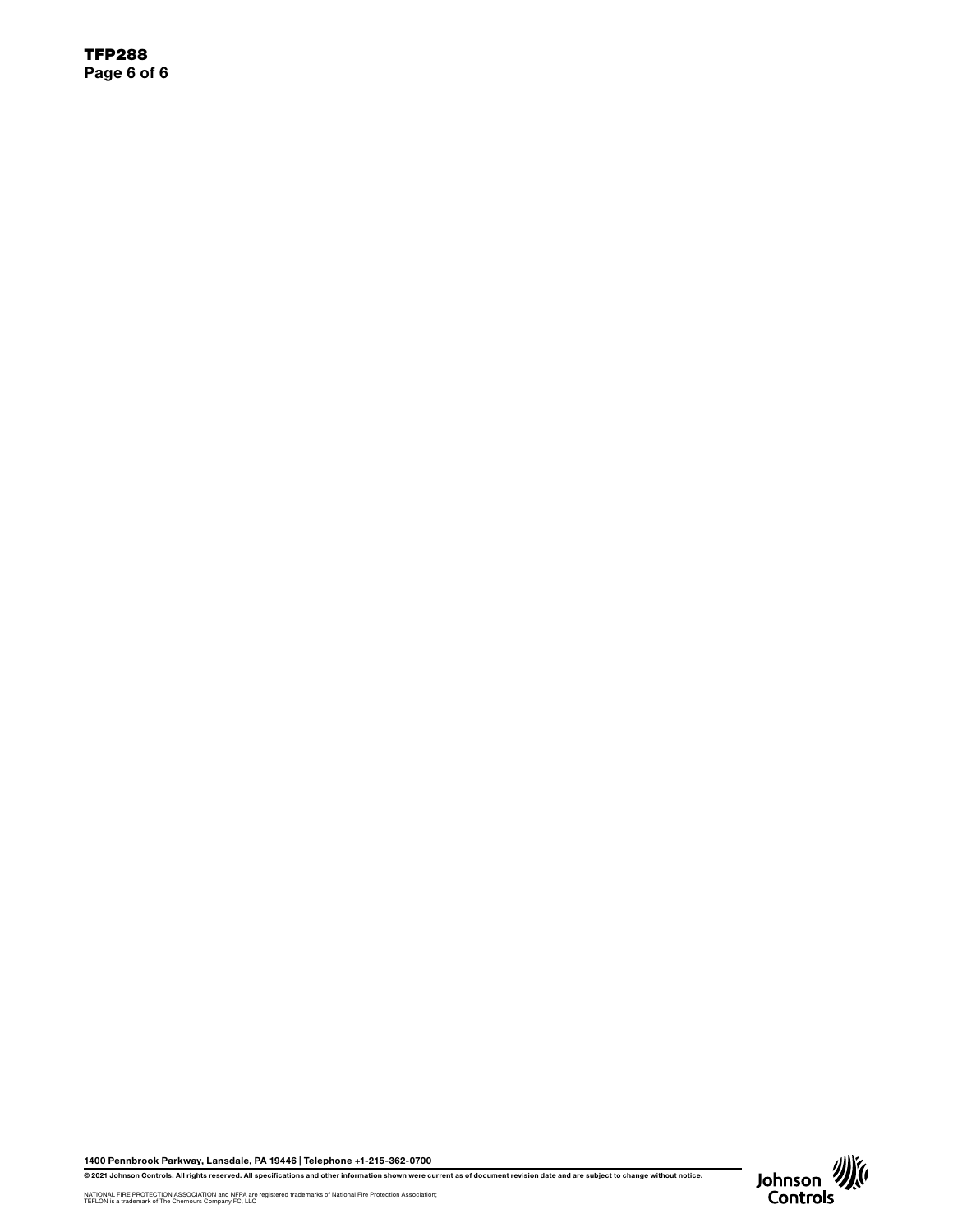1400 Pennbrook Parkway, Lansdale, PA 19446 | Telephone +1-215-362-0700

**© 2021 Johnson Controls. All rights reserved. All specifications and other information shown were current as of document revision date and are subject to change without notice.**

NATIONAL FIRE PROTECTION ASSOCIATION and NFPA are registered trademarks of National Fire Protection Association;
TEFLON is a trademark of The Chemours Company FC, LLC